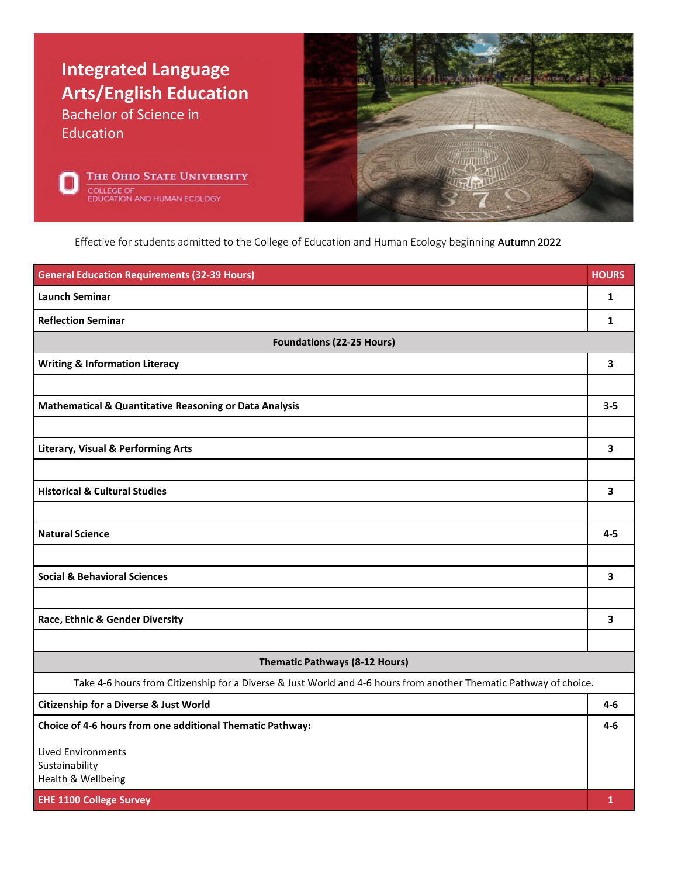# Integrated Language Arts/English Education

Bachelor of Science in Education

The Ohio State University
College of Education and Human Ecology

Effective for students admitted to the College of Education and Human Ecology beginning Autumn 2022

| General Education Requirements (32-39 Hours) | HOURS |
|---|---|
| **Launch Seminar** | **1** |
| **Reflection Seminar** | **1** |
| **Foundations (22-25 Hours)** | |
| **Writing & Information Literacy** | **3** |
| | |
| **Mathematical & Quantitative Reasoning or Data Analysis** | **3-5** |
| | |
| **Literary, Visual & Performing Arts** | **3** |
| | |
| **Historical & Cultural Studies** | **3** |
| | |
| **Natural Science** | **4-5** |
| | |
| **Social & Behavioral Sciences** | **3** |
| | |
| **Race, Ethnic & Gender Diversity** | **3** |
| | |
| **Thematic Pathways (8-12 Hours)** | |
| Take 4-6 hours from Citizenship for a Diverse & Just World and 4-6 hours from another Thematic Pathway of choice. | |
| **Citizenship for a Diverse & Just World** | **4-6** |
| **Choice of 4-6 hours from one additional Thematic Pathway:**<br><br>Lived Environments<br>Sustainability<br>Health & Wellbeing | **4-6** |
| **EHE 1100 College Survey** | **1** |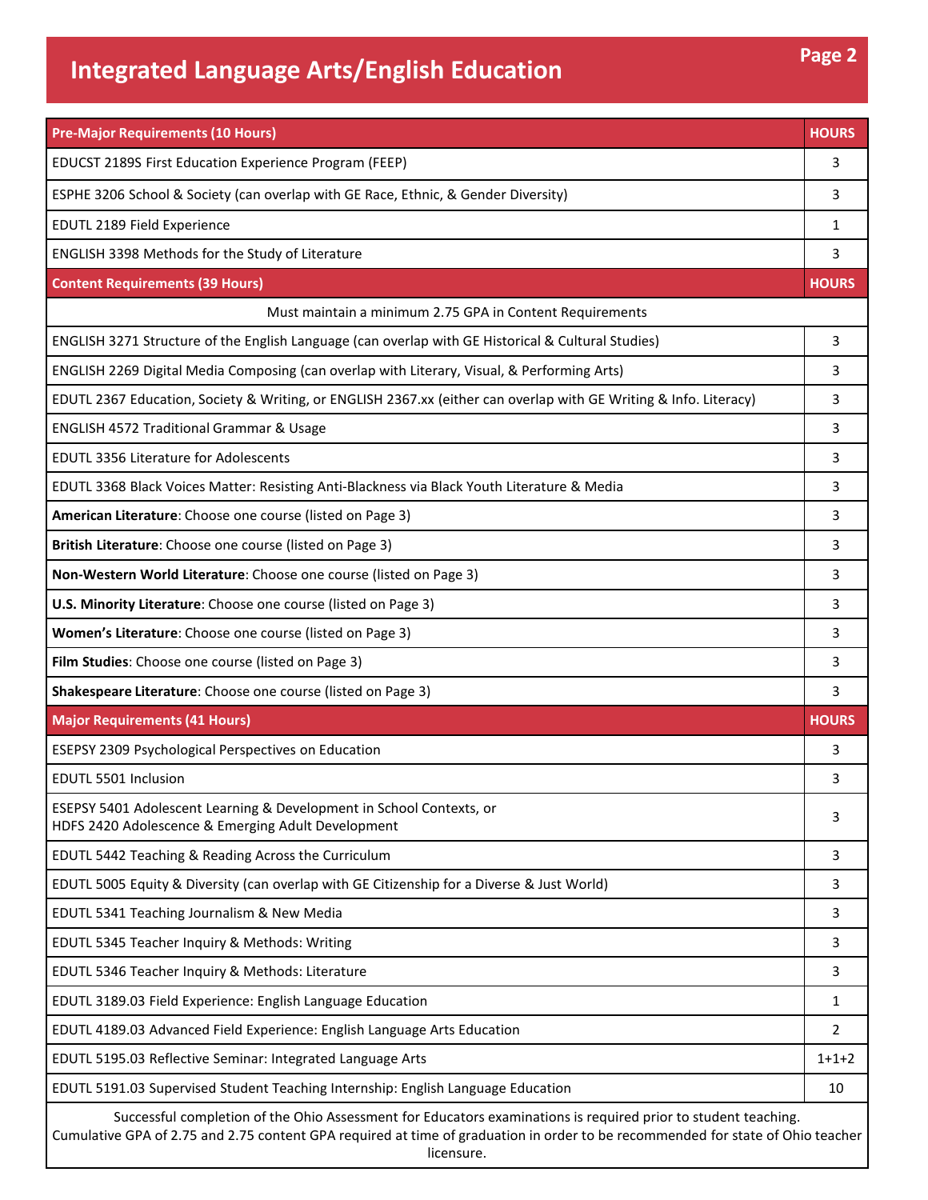# Integrated Language Arts/English Education

| Pre-Major Requirements (10 Hours) | HOURS |
|---|---|
| EDUCST 2189S First Education Experience Program (FEEP) | 3 |
| ESPHE 3206 School & Society (can overlap with GE Race, Ethnic, & Gender Diversity) | 3 |
| EDUTL 2189 Field Experience | 1 |
| ENGLISH 3398 Methods for the Study of Literature | 3 |

| Content Requirements (39 Hours) | HOURS |
|---|---|
| Must maintain a minimum 2.75 GPA in Content Requirements | |
| ENGLISH 3271 Structure of the English Language (can overlap with GE Historical & Cultural Studies) | 3 |
| ENGLISH 2269 Digital Media Composing (can overlap with Literary, Visual, & Performing Arts) | 3 |
| EDUTL 2367 Education, Society & Writing, or ENGLISH 2367.xx (either can overlap with GE Writing & Info. Literacy) | 3 |
| ENGLISH 4572 Traditional Grammar & Usage | 3 |
| EDUTL 3356 Literature for Adolescents | 3 |
| EDUTL 3368 Black Voices Matter: Resisting Anti-Blackness via Black Youth Literature & Media | 3 |
| **American Literature**: Choose one course (listed on Page 3) | 3 |
| **British Literature**: Choose one course (listed on Page 3) | 3 |
| **Non-Western World Literature**: Choose one course (listed on Page 3) | 3 |
| **U.S. Minority Literature**: Choose one course (listed on Page 3) | 3 |
| **Women's Literature**: Choose one course (listed on Page 3) | 3 |
| **Film Studies**: Choose one course (listed on Page 3) | 3 |
| **Shakespeare Literature**: Choose one course (listed on Page 3) | 3 |

| Major Requirements (41 Hours) | HOURS |
|---|---|
| ESEPSY 2309 Psychological Perspectives on Education | 3 |
| EDUTL 5501 Inclusion | 3 |
| ESEPSY 5401 Adolescent Learning & Development in School Contexts, or HDFS 2420 Adolescence & Emerging Adult Development | 3 |
| EDUTL 5442 Teaching & Reading Across the Curriculum | 3 |
| EDUTL 5005 Equity & Diversity (can overlap with GE Citizenship for a Diverse & Just World) | 3 |
| EDUTL 5341 Teaching Journalism & New Media | 3 |
| EDUTL 5345 Teacher Inquiry & Methods: Writing | 3 |
| EDUTL 5346 Teacher Inquiry & Methods: Literature | 3 |
| EDUTL 3189.03 Field Experience: English Language Education | 1 |
| EDUTL 4189.03 Advanced Field Experience: English Language Arts Education | 2 |
| EDUTL 5195.03 Reflective Seminar: Integrated Language Arts | 1+1+2 |
| EDUTL 5191.03 Supervised Student Teaching Internship: English Language Education | 10 |

Successful completion of the Ohio Assessment for Educators examinations is required prior to student teaching. Cumulative GPA of 2.75 and 2.75 content GPA required at time of graduation in order to be recommended for state of Ohio teacher licensure.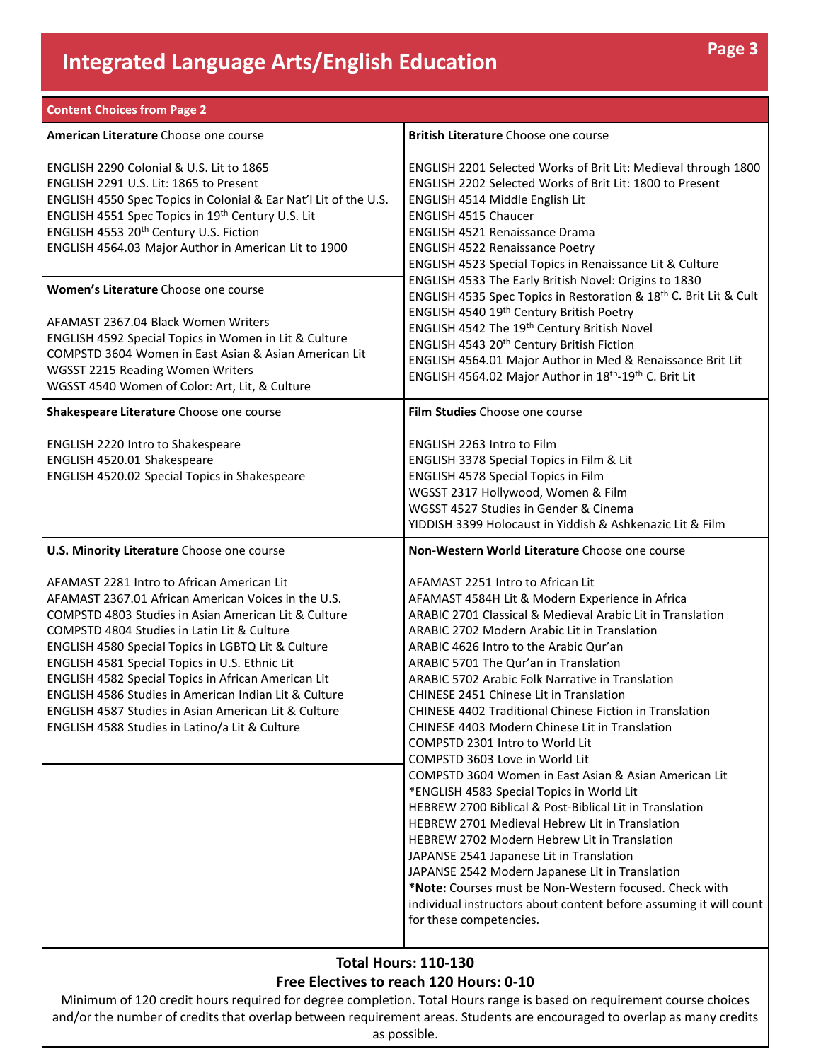# Integrated Language Arts/English Education

## Content Choices from Page 2

**American Literature** Choose one course

ENGLISH 2290 Colonial & U.S. Lit to 1865
ENGLISH 2291 U.S. Lit: 1865 to Present
ENGLISH 4550 Spec Topics in Colonial & Ear Nat'l Lit of the U.S.
ENGLISH 4551 Spec Topics in 19th Century U.S. Lit
ENGLISH 4553 20th Century U.S. Fiction
ENGLISH 4564.03 Major Author in American Lit to 1900

**Women's Literature** Choose one course

AFAMAST 2367.04 Black Women Writers
ENGLISH 4592 Special Topics in Women in Lit & Culture
COMPSTD 3604 Women in East Asian & Asian American Lit
WGSST 2215 Reading Women Writers
WGSST 4540 Women of Color: Art, Lit, & Culture

**British Literature** Choose one course

ENGLISH 2201 Selected Works of Brit Lit: Medieval through 1800
ENGLISH 2202 Selected Works of Brit Lit: 1800 to Present
ENGLISH 4514 Middle English Lit
ENGLISH 4515 Chaucer
ENGLISH 4521 Renaissance Drama
ENGLISH 4522 Renaissance Poetry
ENGLISH 4523 Special Topics in Renaissance Lit & Culture
ENGLISH 4533 The Early British Novel: Origins to 1830
ENGLISH 4535 Spec Topics in Restoration & 18th C. Brit Lit & Cult
ENGLISH 4540 19th Century British Poetry
ENGLISH 4542 The 19th Century British Novel
ENGLISH 4543 20th Century British Fiction
ENGLISH 4564.01 Major Author in Med & Renaissance Brit Lit
ENGLISH 4564.02 Major Author in 18th-19th C. Brit Lit

**Shakespeare Literature** Choose one course

ENGLISH 2220 Intro to Shakespeare
ENGLISH 4520.01 Shakespeare
ENGLISH 4520.02 Special Topics in Shakespeare

**Film Studies** Choose one course

ENGLISH 2263 Intro to Film
ENGLISH 3378 Special Topics in Film & Lit
ENGLISH 4578 Special Topics in Film
WGSST 2317 Hollywood, Women & Film
WGSST 4527 Studies in Gender & Cinema
YIDDISH 3399 Holocaust in Yiddish & Ashkenazic Lit & Film

**U.S. Minority Literature** Choose one course

AFAMAST 2281 Intro to African American Lit
AFAMAST 2367.01 African American Voices in the U.S.
COMPSTD 4803 Studies in Asian American Lit & Culture
COMPSTD 4804 Studies in Latin Lit & Culture
ENGLISH 4580 Special Topics in LGBTQ Lit & Culture
ENGLISH 4581 Special Topics in U.S. Ethnic Lit
ENGLISH 4582 Special Topics in African American Lit
ENGLISH 4586 Studies in American Indian Lit & Culture
ENGLISH 4587 Studies in Asian American Lit & Culture
ENGLISH 4588 Studies in Latino/a Lit & Culture

**Non-Western World Literature** Choose one course

AFAMAST 2251 Intro to African Lit
AFAMAST 4584H Lit & Modern Experience in Africa
ARABIC 2701 Classical & Medieval Arabic Lit in Translation
ARABIC 2702 Modern Arabic Lit in Translation
ARABIC 4626 Intro to the Arabic Qur'an
ARABIC 5701 The Qur'an in Translation
ARABIC 5702 Arabic Folk Narrative in Translation
CHINESE 2451 Chinese Lit in Translation
CHINESE 4402 Traditional Chinese Fiction in Translation
CHINESE 4403 Modern Chinese Lit in Translation
COMPSTD 2301 Intro to World Lit
COMPSTD 3603 Love in World Lit
COMPSTD 3604 Women in East Asian & Asian American Lit
*ENGLISH 4583 Special Topics in World Lit
HEBREW 2700 Biblical & Post-Biblical Lit in Translation
HEBREW 2701 Medieval Hebrew Lit in Translation
HEBREW 2702 Modern Hebrew Lit in Translation
JAPANSE 2541 Japanese Lit in Translation
JAPANSE 2542 Modern Japanese Lit in Translation

***Note:** Courses must be Non-Western focused. Check with individual instructors about content before assuming it will count for these competencies.

**Total Hours: 110-130**

**Free Electives to reach 120 Hours: 0-10**

Minimum of 120 credit hours required for degree completion. Total Hours range is based on requirement course choices and/or the number of credits that overlap between requirement areas. Students are encouraged to overlap as many credits as possible.